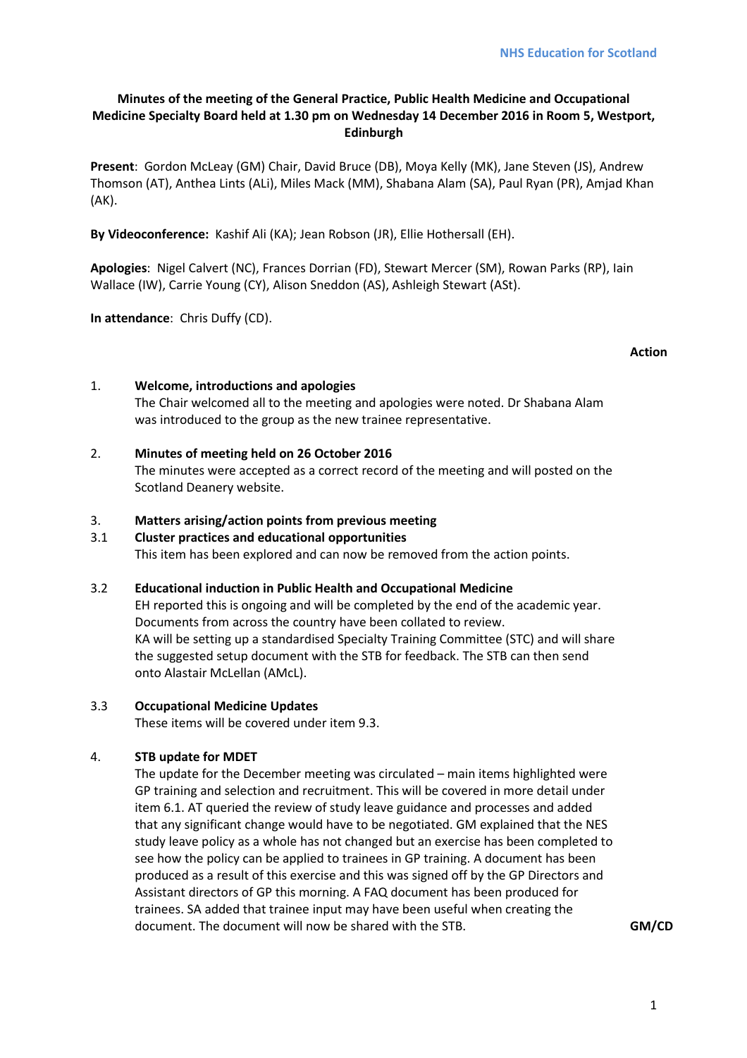**NHS Education for Scotland**

**Minutes of the meeting of the General Practice, Public Health Medicine and Occupational Medicine Specialty Board held at 1.30 pm on Wednesday 14 December 2016 in Room 5, Westport, Edinburgh**

**Present**: Gordon McLeay (GM) Chair, David Bruce (DB), Moya Kelly (MK), Jane Steven (JS), Andrew Thomson (AT), Anthea Lints (ALi), Miles Mack (MM), Shabana Alam (SA), Paul Ryan (PR), Amjad Khan (AK).

**By Videoconference:** Kashif Ali (KA); Jean Robson (JR), Ellie Hothersall (EH).

**Apologies**: Nigel Calvert (NC), Frances Dorrian (FD), Stewart Mercer (SM), Rowan Parks (RP), Iain Wallace (IW), Carrie Young (CY), Alison Sneddon (AS), Ashleigh Stewart (ASt).

**In attendance**: Chris Duffy (CD).

**Action**

1. **Welcome, introductions and apologies**

   The Chair welcomed all to the meeting and apologies were noted. Dr Shabana Alam was introduced to the group as the new trainee representative.

2. **Minutes of meeting held on 26 October 2016**

   The minutes were accepted as a correct record of the meeting and will posted on the Scotland Deanery website.

3. **Matters arising/action points from previous meeting**

3.1 **Cluster practices and educational opportunities**

   This item has been explored and can now be removed from the action points.

3.2 **Educational induction in Public Health and Occupational Medicine**

   EH reported this is ongoing and will be completed by the end of the academic year. Documents from across the country have been collated to review.

   KA will be setting up a standardised Specialty Training Committee (STC) and will share the suggested setup document with the STB for feedback. The STB can then send onto Alastair McLellan (AMcL).

3.3 **Occupational Medicine Updates**

   These items will be covered under item 9.3.

4. **STB update for MDET**

   The update for the December meeting was circulated – main items highlighted were GP training and selection and recruitment. This will be covered in more detail under item 6.1. AT queried the review of study leave guidance and processes and added that any significant change would have to be negotiated. GM explained that the NES study leave policy as a whole has not changed but an exercise has been completed to see how the policy can be applied to trainees in GP training. A document has been produced as a result of this exercise and this was signed off by the GP Directors and Assistant directors of GP this morning. A FAQ document has been produced for trainees. SA added that trainee input may have been useful when creating the document. The document will now be shared with the STB. **GM/CD**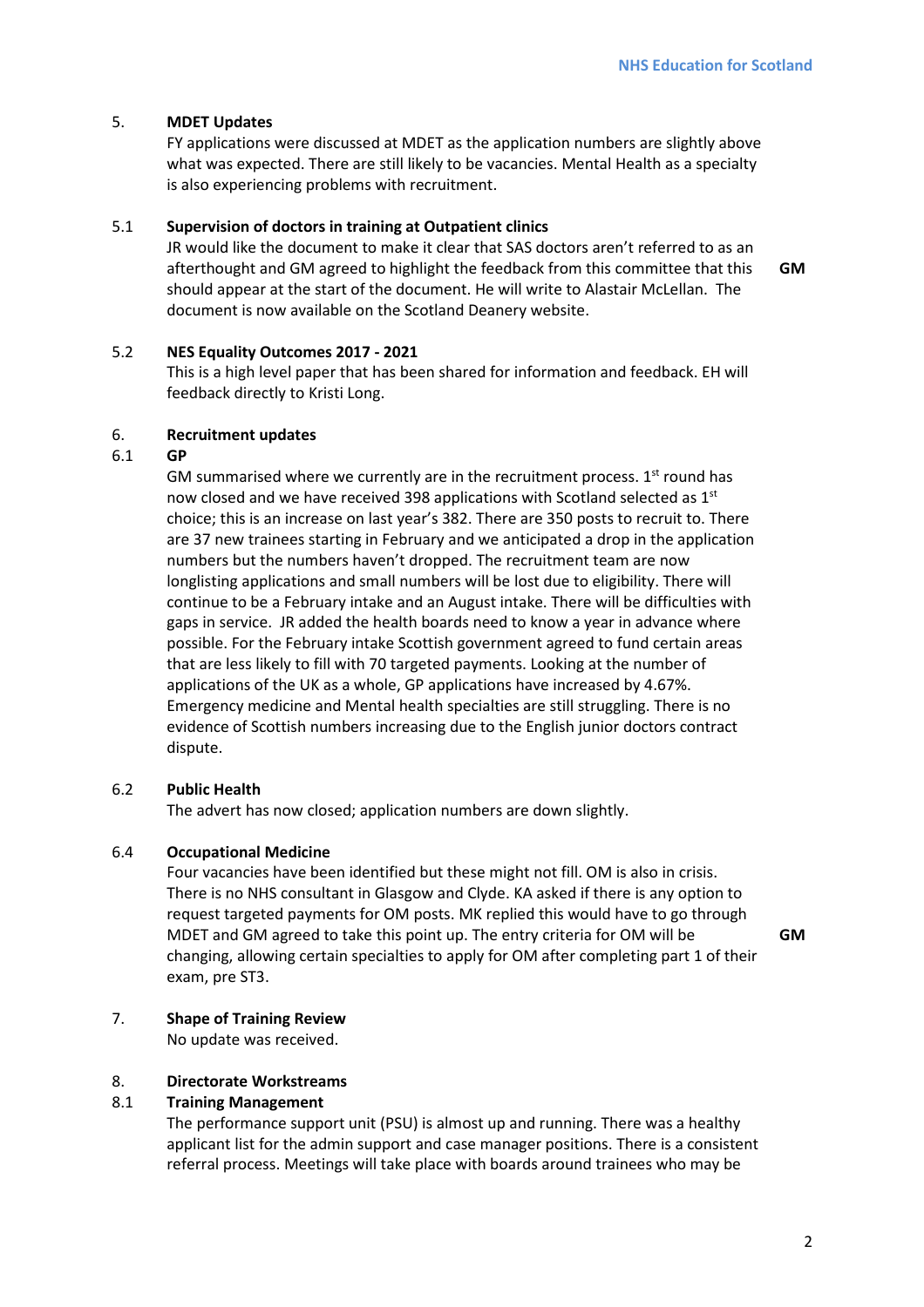## 5. MDET Updates

FY applications were discussed at MDET as the application numbers are slightly above what was expected. There are still likely to be vacancies. Mental Health as a specialty is also experiencing problems with recruitment.

### 5.1 Supervision of doctors in training at Outpatient clinics

JR would like the document to make it clear that SAS doctors aren't referred to as an afterthought and GM agreed to highlight the feedback from this committee that this should appear at the start of the document. He will write to Alastair McLellan. The document is now available on the Scotland Deanery website. **GM**

### 5.2 NES Equality Outcomes 2017 - 2021

This is a high level paper that has been shared for information and feedback. EH will feedback directly to Kristi Long.

## 6. Recruitment updates

### 6.1 GP

GM summarised where we currently are in the recruitment process. 1st round has now closed and we have received 398 applications with Scotland selected as 1st choice; this is an increase on last year's 382. There are 350 posts to recruit to. There are 37 new trainees starting in February and we anticipated a drop in the application numbers but the numbers haven't dropped. The recruitment team are now longlisting applications and small numbers will be lost due to eligibility. There will continue to be a February intake and an August intake. There will be difficulties with gaps in service. JR added the health boards need to know a year in advance where possible. For the February intake Scottish government agreed to fund certain areas that are less likely to fill with 70 targeted payments. Looking at the number of applications of the UK as a whole, GP applications have increased by 4.67%. Emergency medicine and Mental health specialties are still struggling. There is no evidence of Scottish numbers increasing due to the English junior doctors contract dispute.

### 6.2 Public Health

The advert has now closed; application numbers are down slightly.

### 6.4 Occupational Medicine

Four vacancies have been identified but these might not fill. OM is also in crisis. There is no NHS consultant in Glasgow and Clyde. KA asked if there is any option to request targeted payments for OM posts. MK replied this would have to go through MDET and GM agreed to take this point up. The entry criteria for OM will be changing, allowing certain specialties to apply for OM after completing part 1 of their exam, pre ST3. **GM**

## 7. Shape of Training Review

No update was received.

## 8. Directorate Workstreams

### 8.1 Training Management

The performance support unit (PSU) is almost up and running. There was a healthy applicant list for the admin support and case manager positions. There is a consistent referral process. Meetings will take place with boards around trainees who may be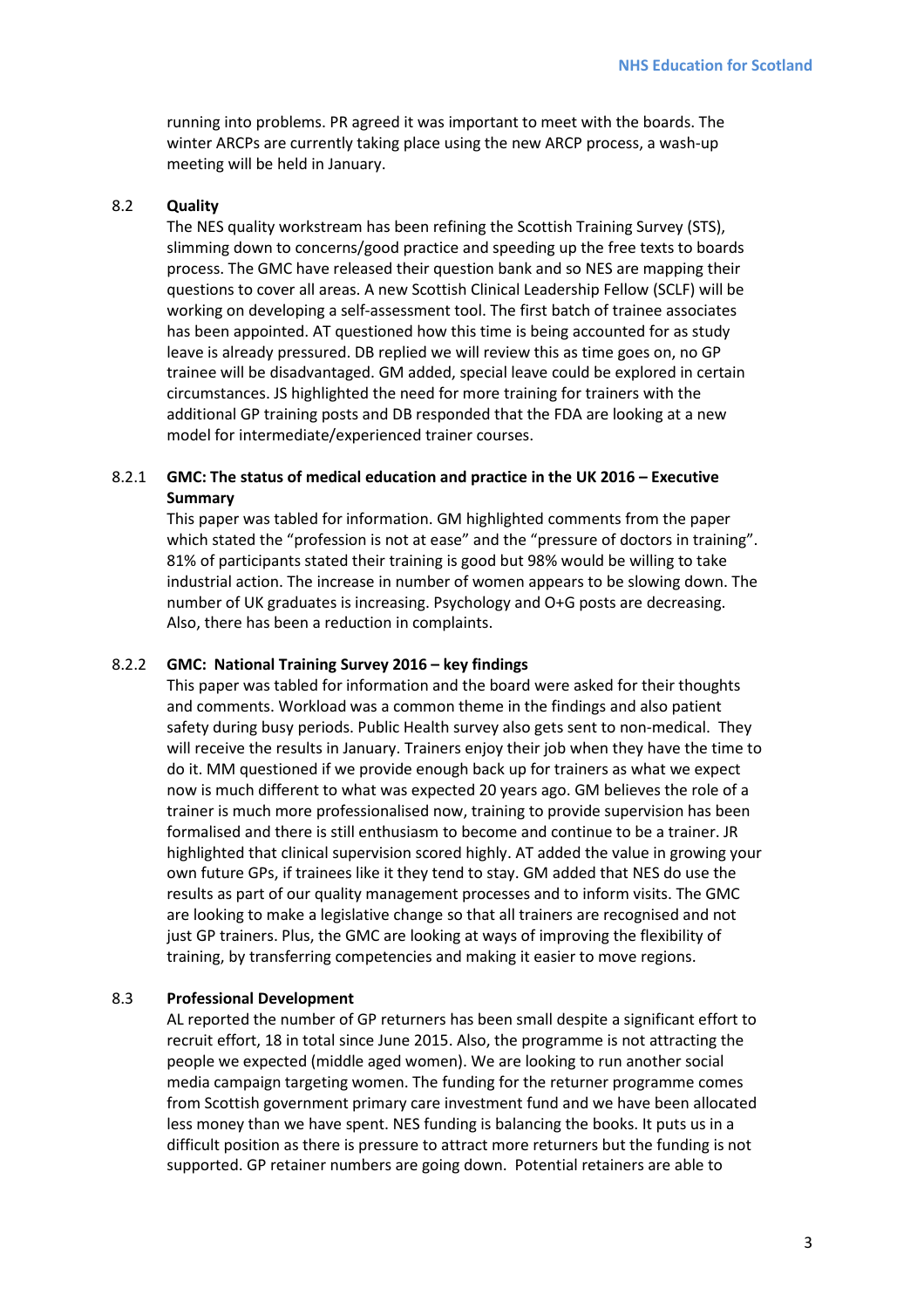running into problems. PR agreed it was important to meet with the boards. The winter ARCPs are currently taking place using the new ARCP process, a wash-up meeting will be held in January.

8.2 **Quality**

The NES quality workstream has been refining the Scottish Training Survey (STS), slimming down to concerns/good practice and speeding up the free texts to boards process. The GMC have released their question bank and so NES are mapping their questions to cover all areas. A new Scottish Clinical Leadership Fellow (SCLF) will be working on developing a self-assessment tool. The first batch of trainee associates has been appointed. AT questioned how this time is being accounted for as study leave is already pressured. DB replied we will review this as time goes on, no GP trainee will be disadvantaged. GM added, special leave could be explored in certain circumstances. JS highlighted the need for more training for trainers with the additional GP training posts and DB responded that the FDA are looking at a new model for intermediate/experienced trainer courses.

8.2.1 **GMC: The status of medical education and practice in the UK 2016 – Executive Summary**

This paper was tabled for information. GM highlighted comments from the paper which stated the "profession is not at ease" and the "pressure of doctors in training". 81% of participants stated their training is good but 98% would be willing to take industrial action. The increase in number of women appears to be slowing down. The number of UK graduates is increasing. Psychology and O+G posts are decreasing. Also, there has been a reduction in complaints.

8.2.2 **GMC: National Training Survey 2016 – key findings**

This paper was tabled for information and the board were asked for their thoughts and comments. Workload was a common theme in the findings and also patient safety during busy periods. Public Health survey also gets sent to non-medical. They will receive the results in January. Trainers enjoy their job when they have the time to do it. MM questioned if we provide enough back up for trainers as what we expect now is much different to what was expected 20 years ago. GM believes the role of a trainer is much more professionalised now, training to provide supervision has been formalised and there is still enthusiasm to become and continue to be a trainer. JR highlighted that clinical supervision scored highly. AT added the value in growing your own future GPs, if trainees like it they tend to stay. GM added that NES do use the results as part of our quality management processes and to inform visits. The GMC are looking to make a legislative change so that all trainers are recognised and not just GP trainers. Plus, the GMC are looking at ways of improving the flexibility of training, by transferring competencies and making it easier to move regions.

8.3 **Professional Development**

AL reported the number of GP returners has been small despite a significant effort to recruit effort, 18 in total since June 2015. Also, the programme is not attracting the people we expected (middle aged women). We are looking to run another social media campaign targeting women. The funding for the returner programme comes from Scottish government primary care investment fund and we have been allocated less money than we have spent. NES funding is balancing the books. It puts us in a difficult position as there is pressure to attract more returners but the funding is not supported. GP retainer numbers are going down. Potential retainers are able to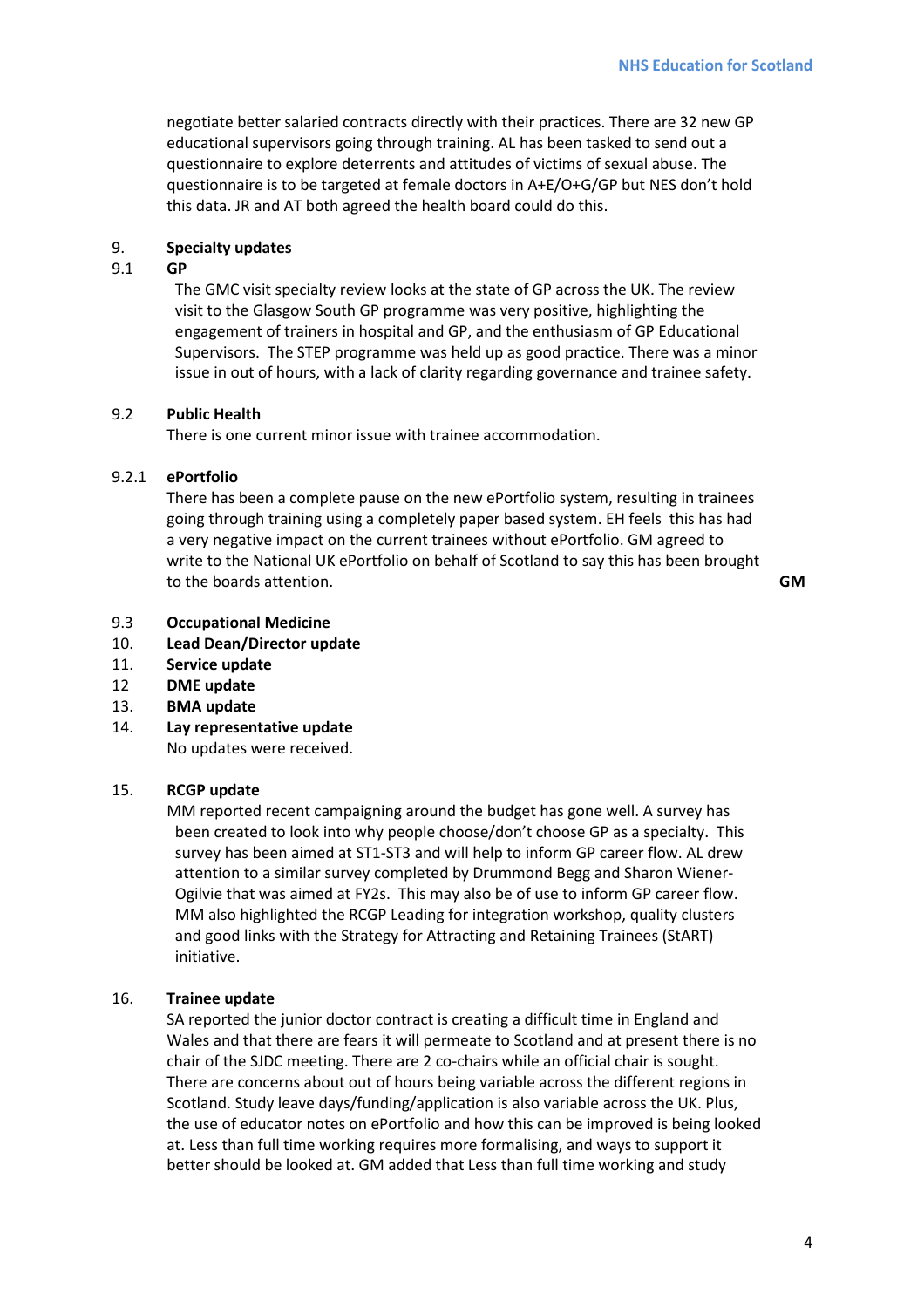negotiate better salaried contracts directly with their practices. There are 32 new GP educational supervisors going through training. AL has been tasked to send out a questionnaire to explore deterrents and attitudes of victims of sexual abuse. The questionnaire is to be targeted at female doctors in A+E/O+G/GP but NES don't hold this data. JR and AT both agreed the health board could do this.

9. **Specialty updates**

9.1 **GP**

The GMC visit specialty review looks at the state of GP across the UK. The review visit to the Glasgow South GP programme was very positive, highlighting the engagement of trainers in hospital and GP, and the enthusiasm of GP Educational Supervisors. The STEP programme was held up as good practice. There was a minor issue in out of hours, with a lack of clarity regarding governance and trainee safety.

9.2 **Public Health**

There is one current minor issue with trainee accommodation.

9.2.1 **ePortfolio**

There has been a complete pause on the new ePortfolio system, resulting in trainees going through training using a completely paper based system. EH feels this has had a very negative impact on the current trainees without ePortfolio. GM agreed to write to the National UK ePortfolio on behalf of Scotland to say this has been brought to the boards attention. **GM**

9.3 **Occupational Medicine**

10. **Lead Dean/Director update**

11. **Service update**

12 **DME update**

13. **BMA update**

14. **Lay representative update**

No updates were received.

15. **RCGP update**

MM reported recent campaigning around the budget has gone well. A survey has been created to look into why people choose/don't choose GP as a specialty. This survey has been aimed at ST1-ST3 and will help to inform GP career flow. AL drew attention to a similar survey completed by Drummond Begg and Sharon Wiener-Ogilvie that was aimed at FY2s. This may also be of use to inform GP career flow. MM also highlighted the RCGP Leading for integration workshop, quality clusters and good links with the Strategy for Attracting and Retaining Trainees (StART) initiative.

16. **Trainee update**

SA reported the junior doctor contract is creating a difficult time in England and Wales and that there are fears it will permeate to Scotland and at present there is no chair of the SJDC meeting. There are 2 co-chairs while an official chair is sought. There are concerns about out of hours being variable across the different regions in Scotland. Study leave days/funding/application is also variable across the UK. Plus, the use of educator notes on ePortfolio and how this can be improved is being looked at. Less than full time working requires more formalising, and ways to support it better should be looked at. GM added that Less than full time working and study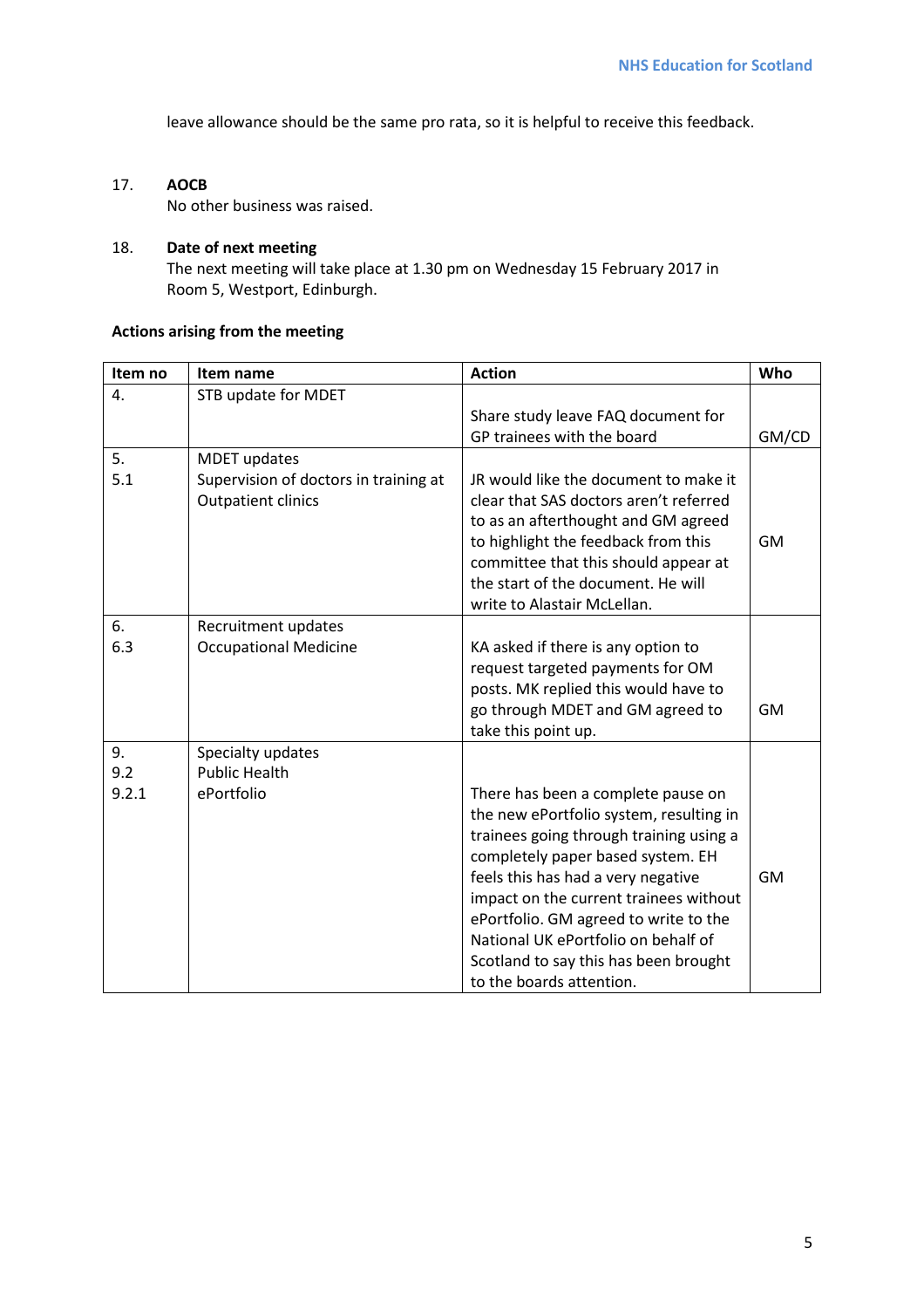leave allowance should be the same pro rata, so it is helpful to receive this feedback.

17. **AOCB**
No other business was raised.

18. **Date of next meeting**
The next meeting will take place at 1.30 pm on Wednesday 15 February 2017 in Room 5, Westport, Edinburgh.

**Actions arising from the meeting**

| Item no | Item name | Action | Who |
|---|---|---|---|
| 4. | STB update for MDET | Share study leave FAQ document for GP trainees with the board | GM/CD |
| 5.<br>5.1 | MDET updates<br>Supervision of doctors in training at Outpatient clinics | JR would like the document to make it clear that SAS doctors aren't referred to as an afterthought and GM agreed to highlight the feedback from this committee that this should appear at the start of the document. He will write to Alastair McLellan. | GM |
| 6.<br>6.3 | Recruitment updates<br>Occupational Medicine | KA asked if there is any option to request targeted payments for OM posts. MK replied this would have to go through MDET and GM agreed to take this point up. | GM |
| 9.<br>9.2<br>9.2.1 | Specialty updates<br>Public Health<br>ePortfolio | There has been a complete pause on the new ePortfolio system, resulting in trainees going through training using a completely paper based system. EH feels this has had a very negative impact on the current trainees without ePortfolio. GM agreed to write to the National UK ePortfolio on behalf of Scotland to say this has been brought to the boards attention. | GM |